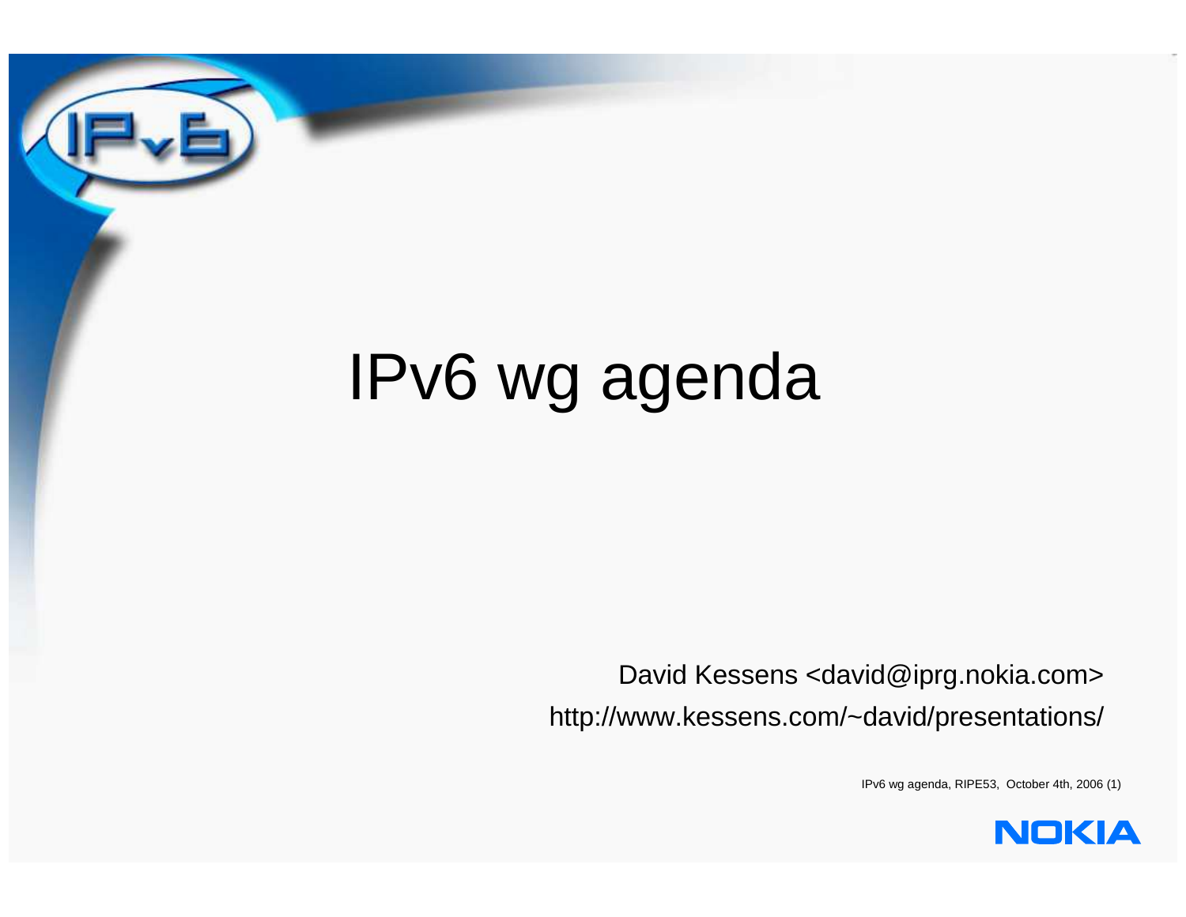# IPv6 wg agenda

David Kessens <david@iprg.nokia.com>

http://www.kessens.com/~david/presentations/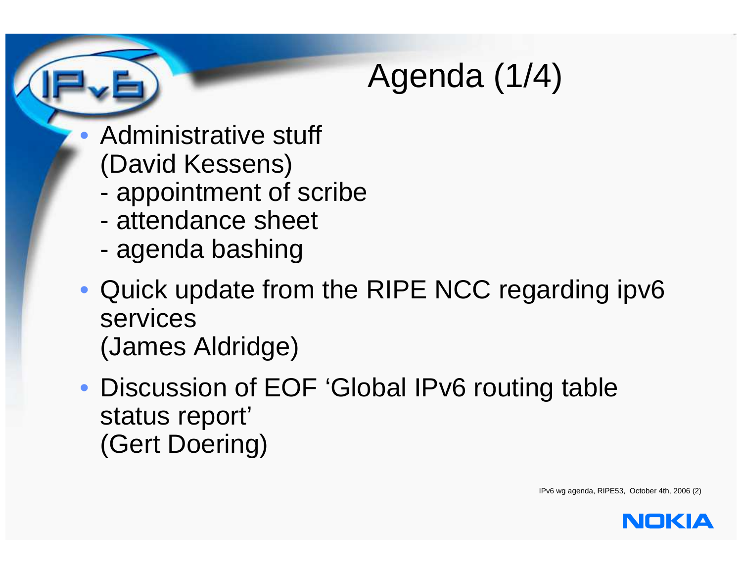# Agenda (1/4)

- Administrative stuff
  (David Kessens)
  - appointment of scribe
  - attendance sheet
  - agenda bashing
- Quick update from the RIPE NCC regarding ipv6 services
  (James Aldridge)
- Discussion of EOF 'Global IPv6 routing table status report'
  (Gert Doering)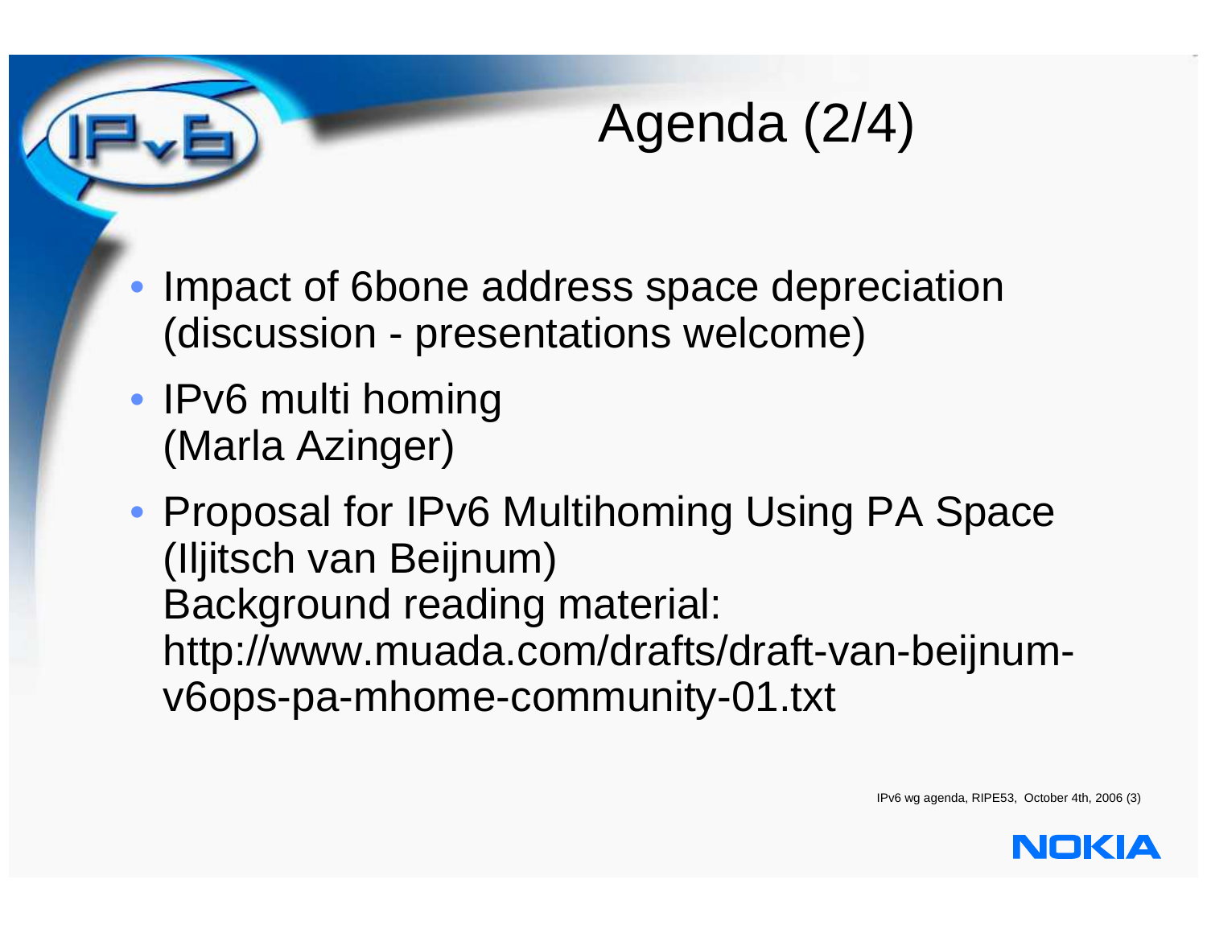# Agenda (2/4)

- Impact of 6bone address space depreciation (discussion - presentations welcome)
- IPv6 multi homing (Marla Azinger)
- Proposal for IPv6 Multihoming Using PA Space (Iljitsch van Beijnum)
  Background reading material:
  http://www.muada.com/drafts/draft-van-beijnum-v6ops-pa-mhome-community-01.txt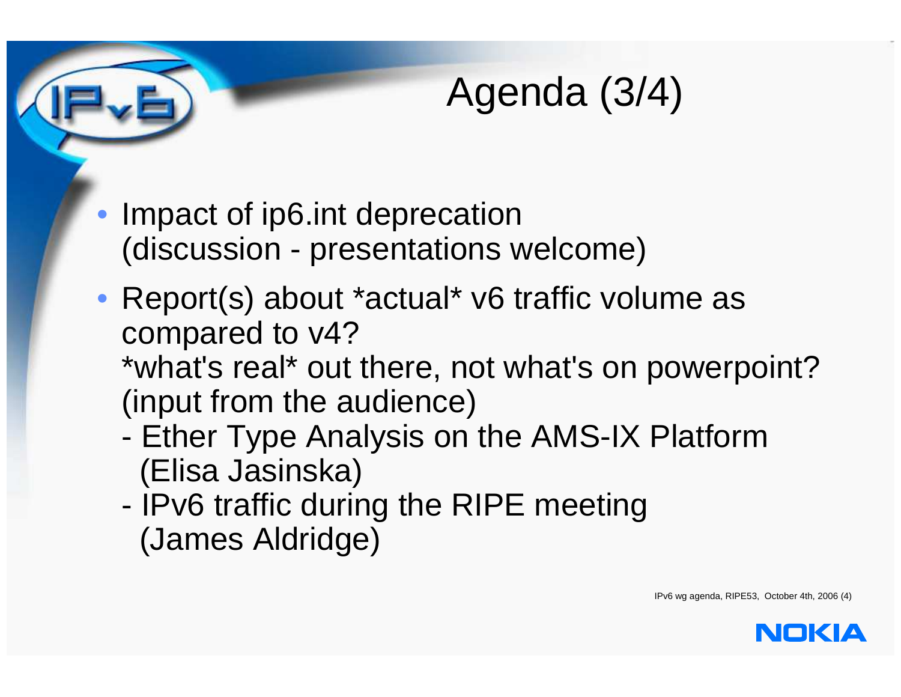# Agenda (3/4)

- Impact of ip6.int deprecation
  (discussion - presentations welcome)
- Report(s) about *actual* v6 traffic volume as compared to v4?
  *what's real* out there, not what's on powerpoint?
  (input from the audience)
  - Ether Type Analysis on the AMS-IX Platform
    (Elisa Jasinska)
  - IPv6 traffic during the RIPE meeting
    (James Aldridge)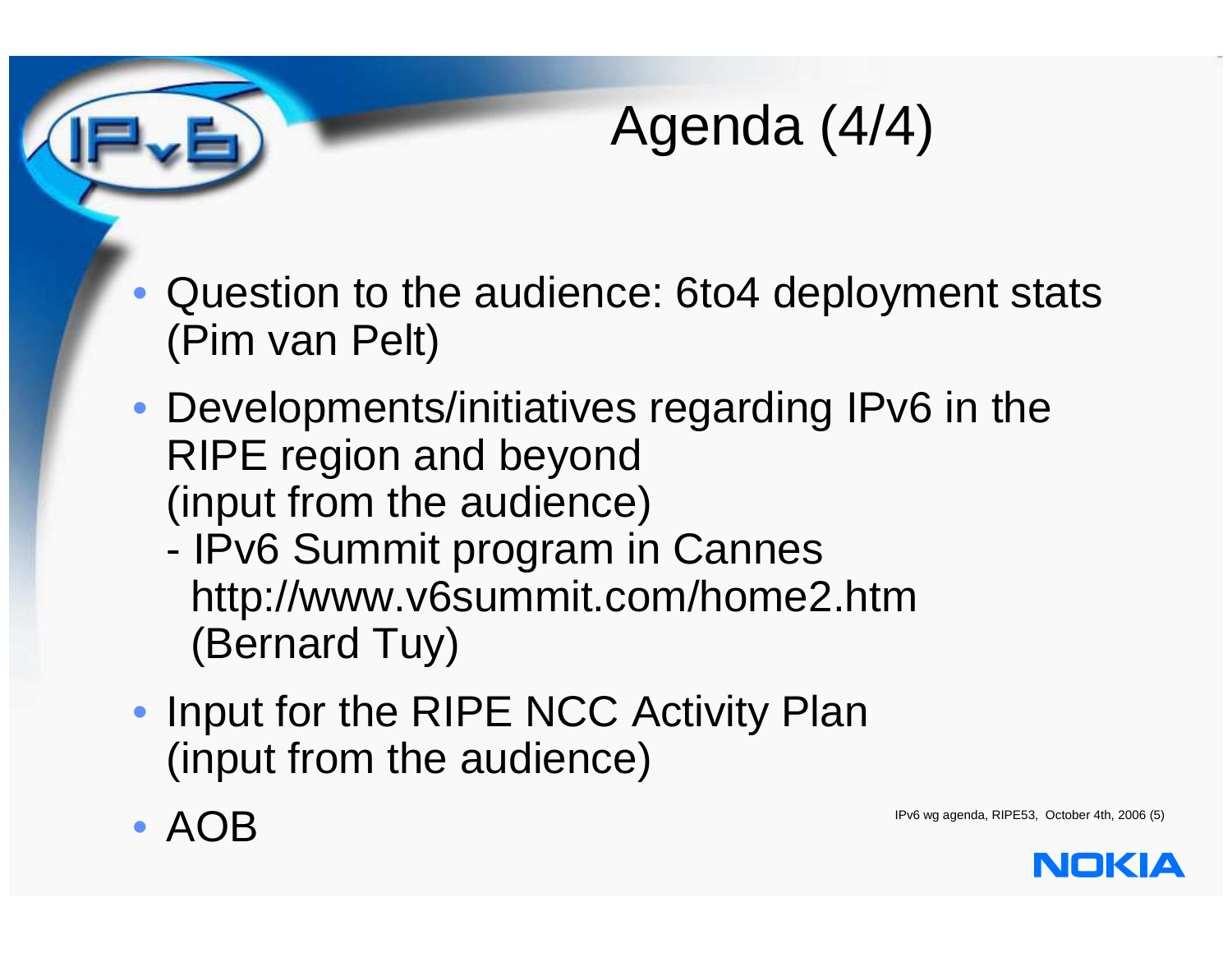# Agenda (4/4)

- Question to the audience: 6to4 deployment stats (Pim van Pelt)
- Developments/initiatives regarding IPv6 in the RIPE region and beyond (input from the audience)
  - IPv6 Summit program in Cannes http://www.v6summit.com/home2.htm (Bernard Tuy)
- Input for the RIPE NCC Activity Plan (input from the audience)
- AOB